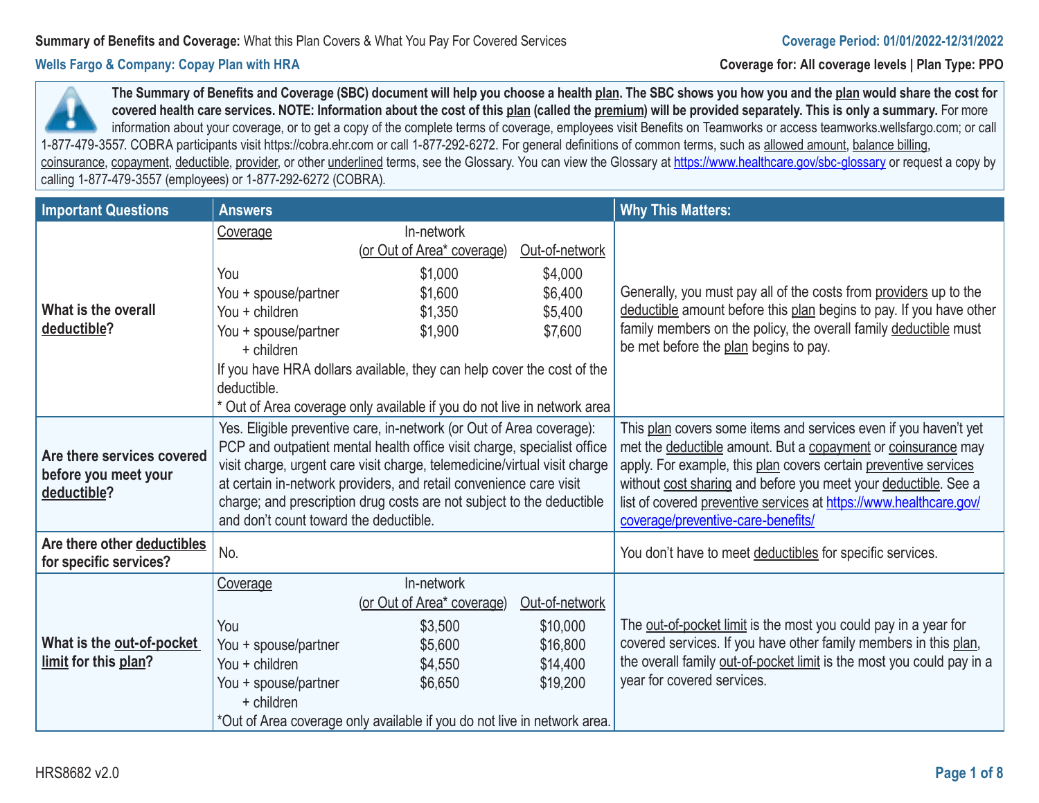**Summary of Benefits and Coverage:** What this Plan Covers & What You Pay For Covered Services

**Coverage Period: 01/01/2022-12/31/2022**

**Wells Fargo & Company: Copay Plan with HRA**

**Coverage for: All coverage levels | Plan Type: PPO**

**The Summary of Benefits and Coverage (SBC) document will help you choose a health plan. The SBC shows you how you and the plan would share the cost for covered health care services. NOTE: Information about the cost of this plan (called the premium) will be provided separately. This is only a summary.** For more information about your coverage, or to get a copy of the complete terms of coverage, employees visit Benefits on Teamworks or access teamworks.wellsfargo.com; or call 1-877-479-3557. COBRA participants visit https://cobra.ehr.com or call 1-877-292-6272. For general definitions of common terms, such as allowed amount, balance billing, coinsurance, copayment, deductible, provider, or other underlined terms, see the Glossary. You can view the Glossary at https://www.healthcare.gov/sbc-glossary or request a copy by calling 1-877-479-3557 (employees) or 1-877-292-6272 (COBRA).

| Important Questions | Answers | Why This Matters: |
|---|---|---|
| **What is the overall deductible?** | Coverage / In-network (or Out of Area* coverage) / Out-of-network<br>You: $1,000 / $4,000<br>You + spouse/partner: $1,600 / $6,400<br>You + children: $1,350 / $5,400<br>You + spouse/partner + children: $1,900 / $7,600<br>If you have HRA dollars available, they can help cover the cost of the deductible.<br>* Out of Area coverage only available if you do not live in network area | Generally, you must pay all of the costs from providers up to the deductible amount before this plan begins to pay. If you have other family members on the policy, the overall family deductible must be met before the plan begins to pay. |
| **Are there services covered before you meet your deductible?** | Yes. Eligible preventive care, in-network (or Out of Area coverage): PCP and outpatient mental health office visit charge, specialist office visit charge, urgent care visit charge, telemedicine/virtual visit charge at certain in-network providers, and retail convenience care visit charge; and prescription drug costs are not subject to the deductible and don't count toward the deductible. | This plan covers some items and services even if you haven't yet met the deductible amount. But a copayment or coinsurance may apply. For example, this plan covers certain preventive services without cost sharing and before you meet your deductible. See a list of covered preventive services at https://www.healthcare.gov/coverage/preventive-care-benefits/ |
| **Are there other deductibles for specific services?** | No. | You don't have to meet deductibles for specific services. |
| **What is the out-of-pocket limit for this plan?** | Coverage / In-network (or Out of Area* coverage) / Out-of-network<br>You: $3,500 / $10,000<br>You + spouse/partner: $5,600 / $16,800<br>You + children: $4,550 / $14,400<br>You + spouse/partner + children: $6,650 / $19,200<br>*Out of Area coverage only available if you do not live in network area. | The out-of-pocket limit is the most you could pay in a year for covered services. If you have other family members in this plan, the overall family out-of-pocket limit is the most you could pay in a year for covered services. |

HRS8682 v2.0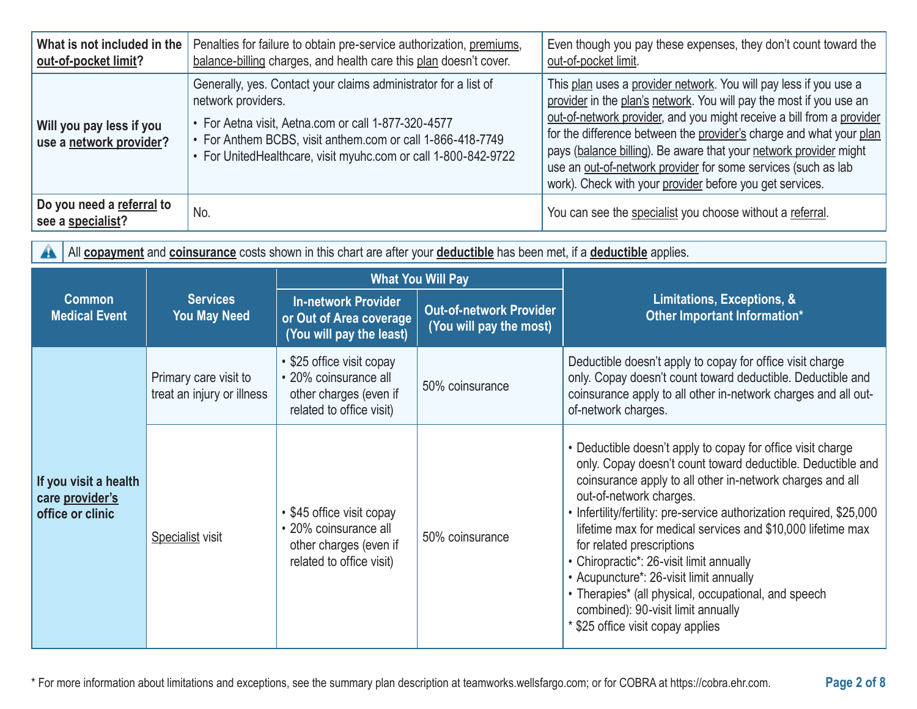| | | |
|---|---|---|
| **What is not included in the out-of-pocket limit?** | Penalties for failure to obtain pre-service authorization, premiums, balance-billing charges, and health care this plan doesn't cover. | Even though you pay these expenses, they don't count toward the out-of-pocket limit. |
| **Will you pay less if you use a network provider?** | Generally, yes. Contact your claims administrator for a list of network providers.<br>• For Aetna visit, Aetna.com or call 1-877-320-4577<br>• For Anthem BCBS, visit anthem.com or call 1-866-418-7749<br>• For UnitedHealthcare, visit myuhc.com or call 1-800-842-9722 | This plan uses a provider network. You will pay less if you use a provider in the plan's network. You will pay the most if you use an out-of-network provider, and you might receive a bill from a provider for the difference between the provider's charge and what your plan pays (balance billing). Be aware that your network provider might use an out-of-network provider for some services (such as lab work). Check with your provider before you get services. |
| **Do you need a referral to see a specialist?** | No. | You can see the specialist you choose without a referral. |

All **copayment** and **coinsurance** costs shown in this chart are after your **deductible** has been met, if a **deductible** applies.

| Common Medical Event | Services You May Need | What You Will Pay | | Limitations, Exceptions, & Other Important Information* |
|---|---|---|---|---|
| | | In-network Provider or Out of Area coverage (You will pay the least) | Out-of-network Provider (You will pay the most) | |
| If you visit a health care provider's office or clinic | Primary care visit to treat an injury or illness | • $25 office visit copay<br>• 20% coinsurance all other charges (even if related to office visit) | 50% coinsurance | Deductible doesn't apply to copay for office visit charge only. Copay doesn't count toward deductible. Deductible and coinsurance apply to all other in-network charges and all out-of-network charges. |
| | Specialist visit | • $45 office visit copay<br>• 20% coinsurance all other charges (even if related to office visit) | 50% coinsurance | • Deductible doesn't apply to copay for office visit charge only. Copay doesn't count toward deductible. Deductible and coinsurance apply to all other in-network charges and all out-of-network charges.<br>• Infertility/fertility: pre-service authorization required, $25,000 lifetime max for medical services and $10,000 lifetime max for related prescriptions<br>• Chiropractic*: 26-visit limit annually<br>• Acupuncture*: 26-visit limit annually<br>• Therapies* (all physical, occupational, and speech combined): 90-visit limit annually<br>* $25 office visit copay applies |

* For more information about limitations and exceptions, see the summary plan description at teamworks.wellsfargo.com; or for COBRA at https://cobra.ehr.com.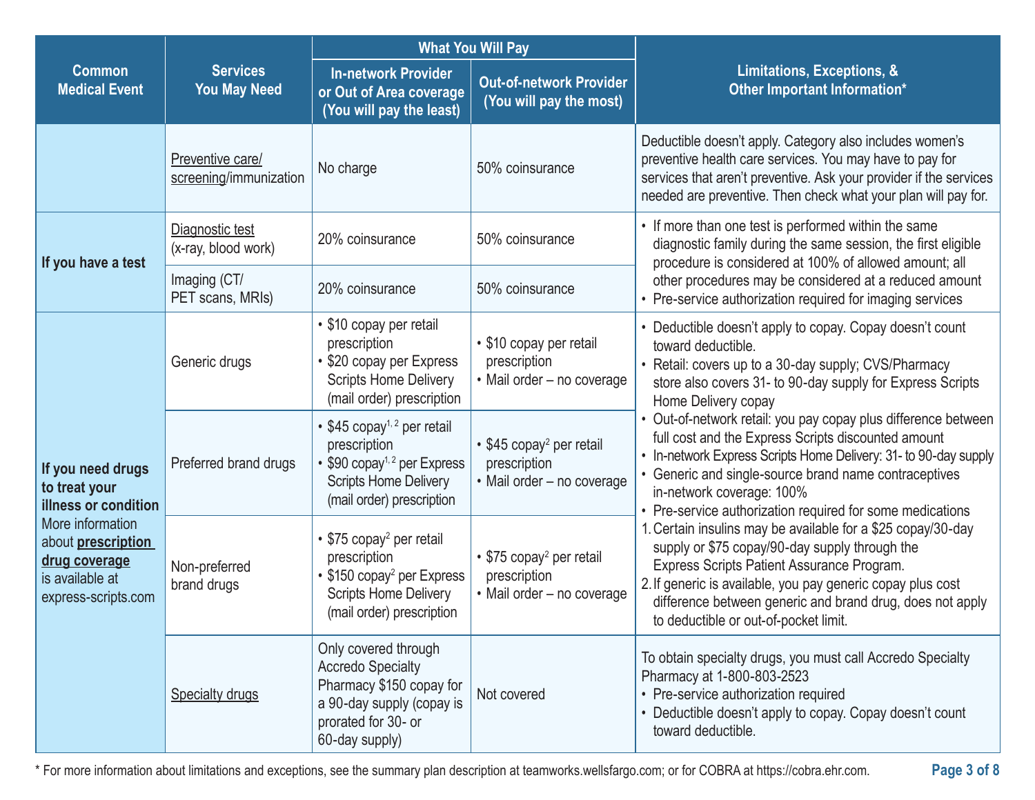| Common Medical Event | Services You May Need | What You Will Pay | | Limitations, Exceptions, & Other Important Information* |
|---|---|---|---|---|
| | | In-network Provider or Out of Area coverage (You will pay the least) | Out-of-network Provider (You will pay the most) | |
| | Preventive care/ screening/immunization | No charge | 50% coinsurance | Deductible doesn't apply. Category also includes women's preventive health care services. You may have to pay for services that aren't preventive. Ask your provider if the services needed are preventive. Then check what your plan will pay for. |
| **If you have a test** | Diagnostic test (x-ray, blood work) | 20% coinsurance | 50% coinsurance | • If more than one test is performed within the same diagnostic family during the same session, the first eligible procedure is considered at 100% of allowed amount; all other procedures may be considered at a reduced amount<br>• Pre-service authorization required for imaging services |
| | Imaging (CT/ PET scans, MRIs) | 20% coinsurance | 50% coinsurance | |
| **If you need drugs to treat your illness or condition** More information about **prescription drug coverage** is available at express-scripts.com | Generic drugs | • $10 copay per retail prescription<br>• $20 copay per Express Scripts Home Delivery (mail order) prescription | • $10 copay per retail prescription<br>• Mail order – no coverage | • Deductible doesn't apply to copay. Copay doesn't count toward deductible.<br>• Retail: covers up to a 30-day supply; CVS/Pharmacy store also covers 31- to 90-day supply for Express Scripts Home Delivery copay<br>• Out-of-network retail: you pay copay plus difference between full cost and the Express Scripts discounted amount<br>• In-network Express Scripts Home Delivery: 31- to 90-day supply<br>• Generic and single-source brand name contraceptives in-network coverage: 100%<br>• Pre-service authorization required for some medications<br>1. Certain insulins may be available for a $25 copay/30-day supply or $75 copay/90-day supply through the Express Scripts Patient Assurance Program.<br>2. If generic is available, you pay generic copay plus cost difference between generic and brand drug, does not apply to deductible or out-of-pocket limit. |
| | Preferred brand drugs | • $45 copay[1, 2] per retail prescription<br>• $90 copay[1, 2] per Express Scripts Home Delivery (mail order) prescription | • $45 copay[2] per retail prescription<br>• Mail order – no coverage | |
| | Non-preferred brand drugs | • $75 copay[2] per retail prescription<br>• $150 copay[2] per Express Scripts Home Delivery (mail order) prescription | • $75 copay[2] per retail prescription<br>• Mail order – no coverage | |
| | Specialty drugs | Only covered through Accredo Specialty Pharmacy $150 copay for a 90-day supply (copay is prorated for 30- or 60-day supply) | Not covered | To obtain specialty drugs, you must call Accredo Specialty Pharmacy at 1-800-803-2523<br>• Pre-service authorization required<br>• Deductible doesn't apply to copay. Copay doesn't count toward deductible. |

* For more information about limitations and exceptions, see the summary plan description at teamworks.wellsfargo.com; or for COBRA at https://cobra.ehr.com.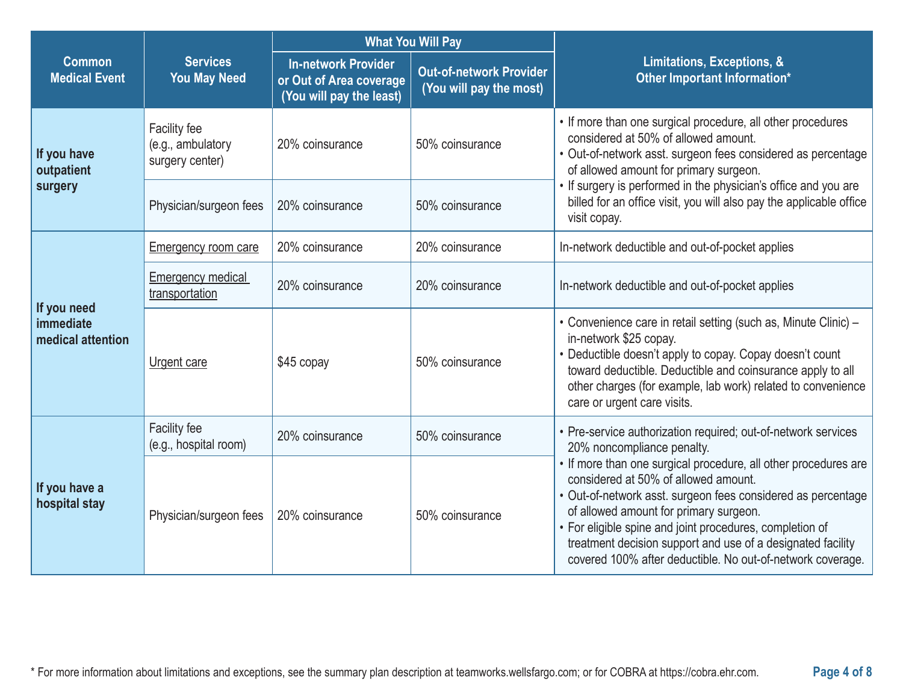| Common Medical Event | Services You May Need | What You Will Pay | | Limitations, Exceptions, & Other Important Information* |
|---|---|---|---|---|
| | | In-network Provider or Out of Area coverage (You will pay the least) | Out-of-network Provider (You will pay the most) | |
| **If you have outpatient surgery** | Facility fee (e.g., ambulatory surgery center) | 20% coinsurance | 50% coinsurance | • If more than one surgical procedure, all other procedures considered at 50% of allowed amount.<br>• Out-of-network asst. surgeon fees considered as percentage of allowed amount for primary surgeon.<br>• If surgery is performed in the physician's office and you are billed for an office visit, you will also pay the applicable office visit copay. |
| | Physician/surgeon fees | 20% coinsurance | 50% coinsurance | |
| **If you need immediate medical attention** | Emergency room care | 20% coinsurance | 20% coinsurance | In-network deductible and out-of-pocket applies |
| | Emergency medical transportation | 20% coinsurance | 20% coinsurance | In-network deductible and out-of-pocket applies |
| | Urgent care | $45 copay | 50% coinsurance | • Convenience care in retail setting (such as, Minute Clinic) – in-network $25 copay.<br>• Deductible doesn't apply to copay. Copay doesn't count toward deductible. Deductible and coinsurance apply to all other charges (for example, lab work) related to convenience care or urgent care visits. |
| **If you have a hospital stay** | Facility fee (e.g., hospital room) | 20% coinsurance | 50% coinsurance | • Pre-service authorization required; out-of-network services 20% noncompliance penalty.<br>• If more than one surgical procedure, all other procedures are considered at 50% of allowed amount.<br>• Out-of-network asst. surgeon fees considered as percentage of allowed amount for primary surgeon.<br>• For eligible spine and joint procedures, completion of treatment decision support and use of a designated facility covered 100% after deductible. No out-of-network coverage. |
| | Physician/surgeon fees | 20% coinsurance | 50% coinsurance | |

* For more information about limitations and exceptions, see the summary plan description at teamworks.wellsfargo.com; or for COBRA at https://cobra.ehr.com.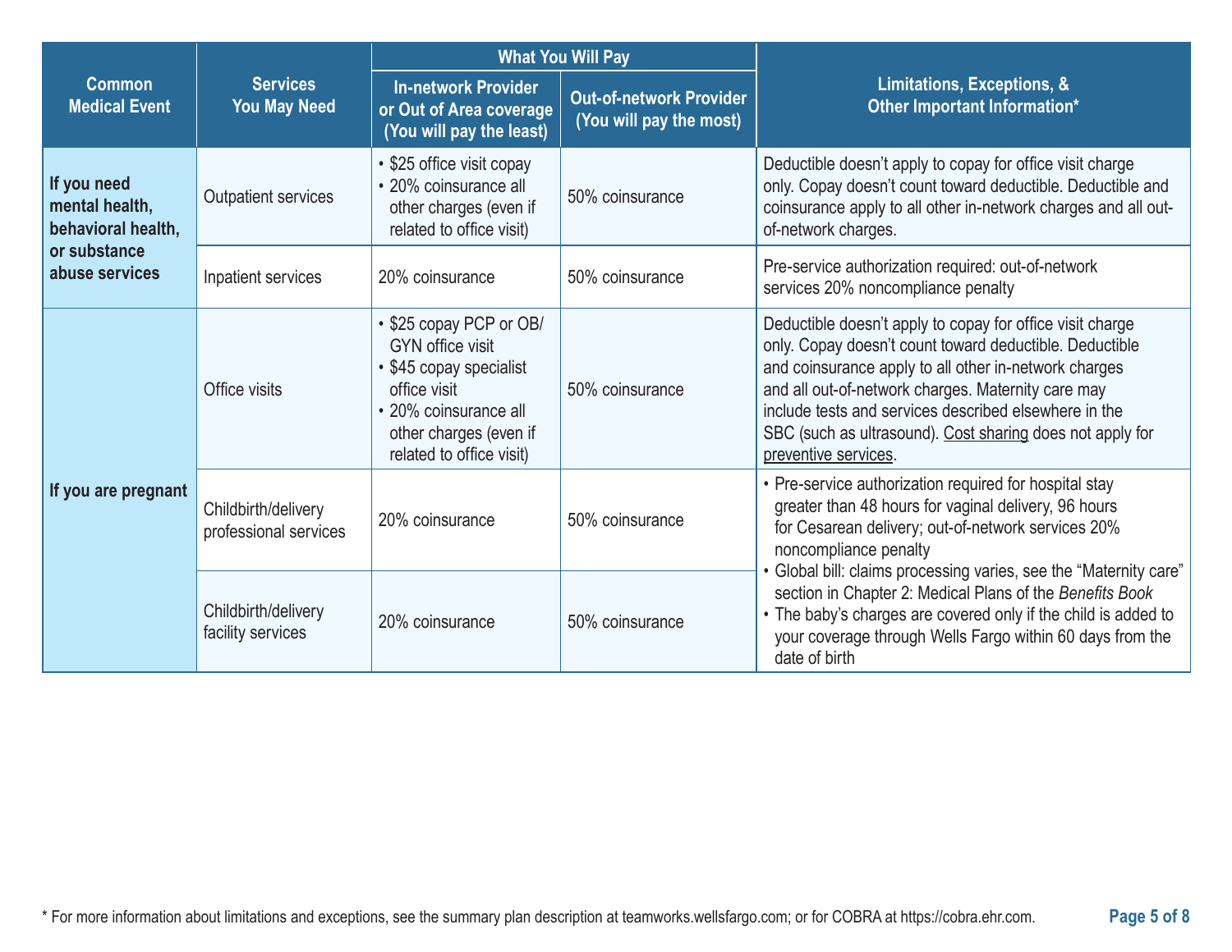| Common Medical Event | Services You May Need | What You Will Pay | | Limitations, Exceptions, & Other Important Information* |
|---|---|---|---|---|
| | | In-network Provider or Out of Area coverage (You will pay the least) | Out-of-network Provider (You will pay the most) | |
| If you need mental health, behavioral health, or substance abuse services | Outpatient services | • $25 office visit copay<br>• 20% coinsurance all other charges (even if related to office visit) | 50% coinsurance | Deductible doesn't apply to copay for office visit charge only. Copay doesn't count toward deductible. Deductible and coinsurance apply to all other in-network charges and all out-of-network charges. |
| | Inpatient services | 20% coinsurance | 50% coinsurance | Pre-service authorization required: out-of-network services 20% noncompliance penalty |
| If you are pregnant | Office visits | • $25 copay PCP or OB/GYN office visit<br>• $45 copay specialist office visit<br>• 20% coinsurance all other charges (even if related to office visit) | 50% coinsurance | Deductible doesn't apply to copay for office visit charge only. Copay doesn't count toward deductible. Deductible and coinsurance apply to all other in-network charges and all out-of-network charges. Maternity care may include tests and services described elsewhere in the SBC (such as ultrasound). Cost sharing does not apply for preventive services. |
| | Childbirth/delivery professional services | 20% coinsurance | 50% coinsurance | • Pre-service authorization required for hospital stay greater than 48 hours for vaginal delivery, 96 hours for Cesarean delivery; out-of-network services 20% noncompliance penalty<br>• Global bill: claims processing varies, see the "Maternity care" section in Chapter 2: Medical Plans of the *Benefits Book*<br>• The baby's charges are covered only if the child is added to your coverage through Wells Fargo within 60 days from the date of birth |
| | Childbirth/delivery facility services | 20% coinsurance | 50% coinsurance | |

* For more information about limitations and exceptions, see the summary plan description at teamworks.wellsfargo.com; or for COBRA at https://cobra.ehr.com.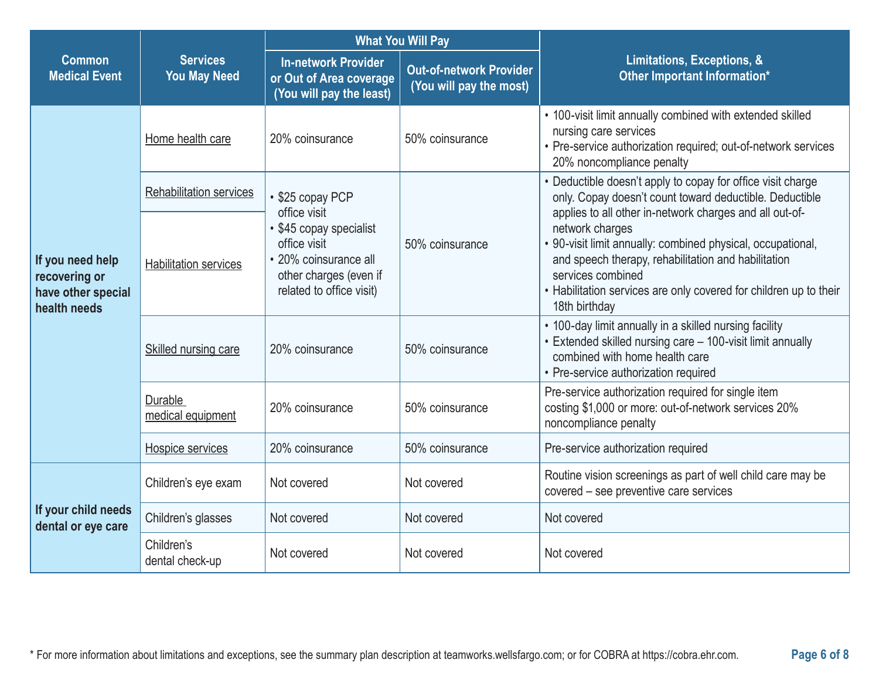| Common Medical Event | Services You May Need | What You Will Pay | | Limitations, Exceptions, & Other Important Information* |
|---|---|---|---|---|
| | | In-network Provider or Out of Area coverage (You will pay the least) | Out-of-network Provider (You will pay the most) | |
| If you need help recovering or have other special health needs | Home health care | 20% coinsurance | 50% coinsurance | • 100-visit limit annually combined with extended skilled nursing care services<br>• Pre-service authorization required; out-of-network services 20% noncompliance penalty |
| | Rehabilitation services<br><br>Habilitation services | • $25 copay PCP office visit<br>• $45 copay specialist office visit<br>• 20% coinsurance all other charges (even if related to office visit) | 50% coinsurance | • Deductible doesn't apply to copay for office visit charge only. Copay doesn't count toward deductible. Deductible applies to all other in-network charges and all out-of-network charges<br>• 90-visit limit annually: combined physical, occupational, and speech therapy, rehabilitation and habilitation services combined<br>• Habilitation services are only covered for children up to their 18th birthday |
| | Skilled nursing care | 20% coinsurance | 50% coinsurance | • 100-day limit annually in a skilled nursing facility<br>• Extended skilled nursing care – 100-visit limit annually combined with home health care<br>• Pre-service authorization required |
| | Durable medical equipment | 20% coinsurance | 50% coinsurance | Pre-service authorization required for single item costing $1,000 or more: out-of-network services 20% noncompliance penalty |
| | Hospice services | 20% coinsurance | 50% coinsurance | Pre-service authorization required |
| If your child needs dental or eye care | Children's eye exam | Not covered | Not covered | Routine vision screenings as part of well child care may be covered – see preventive care services |
| | Children's glasses | Not covered | Not covered | Not covered |
| | Children's dental check-up | Not covered | Not covered | Not covered |

* For more information about limitations and exceptions, see the summary plan description at teamworks.wellsfargo.com; or for COBRA at https://cobra.ehr.com.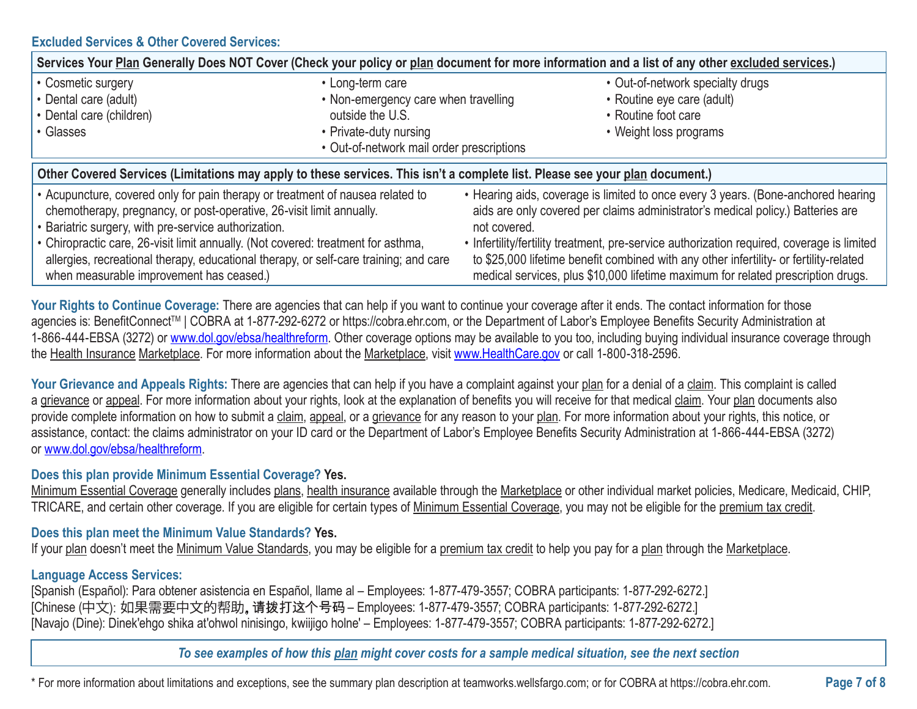## Excluded Services & Other Covered Services:

| Services Your Plan Generally Does NOT Cover (Check your policy or plan document for more information and a list of any other excluded services.) | | |
|---|---|---|
| • Cosmetic surgery<br>• Dental care (adult)<br>• Dental care (children)<br>• Glasses | • Long-term care<br>• Non-emergency care when travelling outside the U.S.<br>• Private-duty nursing<br>• Out-of-network mail order prescriptions | • Out-of-network specialty drugs<br>• Routine eye care (adult)<br>• Routine foot care<br>• Weight loss programs |

| Other Covered Services (Limitations may apply to these services. This isn't a complete list. Please see your plan document.) | |
|---|---|
| • Acupuncture, covered only for pain therapy or treatment of nausea related to chemotherapy, pregnancy, or post-operative, 26-visit limit annually.<br>• Bariatric surgery, with pre-service authorization.<br>• Chiropractic care, 26-visit limit annually. (Not covered: treatment for asthma, allergies, recreational therapy, educational therapy, or self-care training; and care when measurable improvement has ceased.) | • Hearing aids, coverage is limited to once every 3 years. (Bone-anchored hearing aids are only covered per claims administrator's medical policy.) Batteries are not covered.<br>• Infertility/fertility treatment, pre-service authorization required, coverage is limited to $25,000 lifetime benefit combined with any other infertility- or fertility-related medical services, plus $10,000 lifetime maximum for related prescription drugs. |

**Your Rights to Continue Coverage:** There are agencies that can help if you want to continue your coverage after it ends. The contact information for those agencies is: BenefitConnect™ | COBRA at 1-877-292-6272 or https://cobra.ehr.com, or the Department of Labor's Employee Benefits Security Administration at 1-866-444-EBSA (3272) or www.dol.gov/ebsa/healthreform. Other coverage options may be available to you too, including buying individual insurance coverage through the Health Insurance Marketplace. For more information about the Marketplace, visit www.HealthCare.gov or call 1-800-318-2596.

**Your Grievance and Appeals Rights:** There are agencies that can help if you have a complaint against your plan for a denial of a claim. This complaint is called a grievance or appeal. For more information about your rights, look at the explanation of benefits you will receive for that medical claim. Your plan documents also provide complete information on how to submit a claim, appeal, or a grievance for any reason to your plan. For more information about your rights, this notice, or assistance, contact: the claims administrator on your ID card or the Department of Labor's Employee Benefits Security Administration at 1-866-444-EBSA (3272) or www.dol.gov/ebsa/healthreform.

**Does this plan provide Minimum Essential Coverage? Yes.**

Minimum Essential Coverage generally includes plans, health insurance available through the Marketplace or other individual market policies, Medicare, Medicaid, CHIP, TRICARE, and certain other coverage. If you are eligible for certain types of Minimum Essential Coverage, you may not be eligible for the premium tax credit.

**Does this plan meet the Minimum Value Standards? Yes.**

If your plan doesn't meet the Minimum Value Standards, you may be eligible for a premium tax credit to help you pay for a plan through the Marketplace.

**Language Access Services:**

[Spanish (Español): Para obtener asistencia en Español, llame al – Employees: 1-877-479-3557; COBRA participants: 1-877-292-6272.]
[Chinese (中文): 如果需要中文的帮助，请拨打这个号码 – Employees: 1-877-479-3557; COBRA participants: 1-877-292-6272.]
[Navajo (Dine): Dinek'ehgo shika at'ohwol ninisingo, kwiijigo holne' – Employees: 1-877-479-3557; COBRA participants: 1-877-292-6272.]

*To see examples of how this plan might cover costs for a sample medical situation, see the next section*

* For more information about limitations and exceptions, see the summary plan description at teamworks.wellsfargo.com; or for COBRA at https://cobra.ehr.com.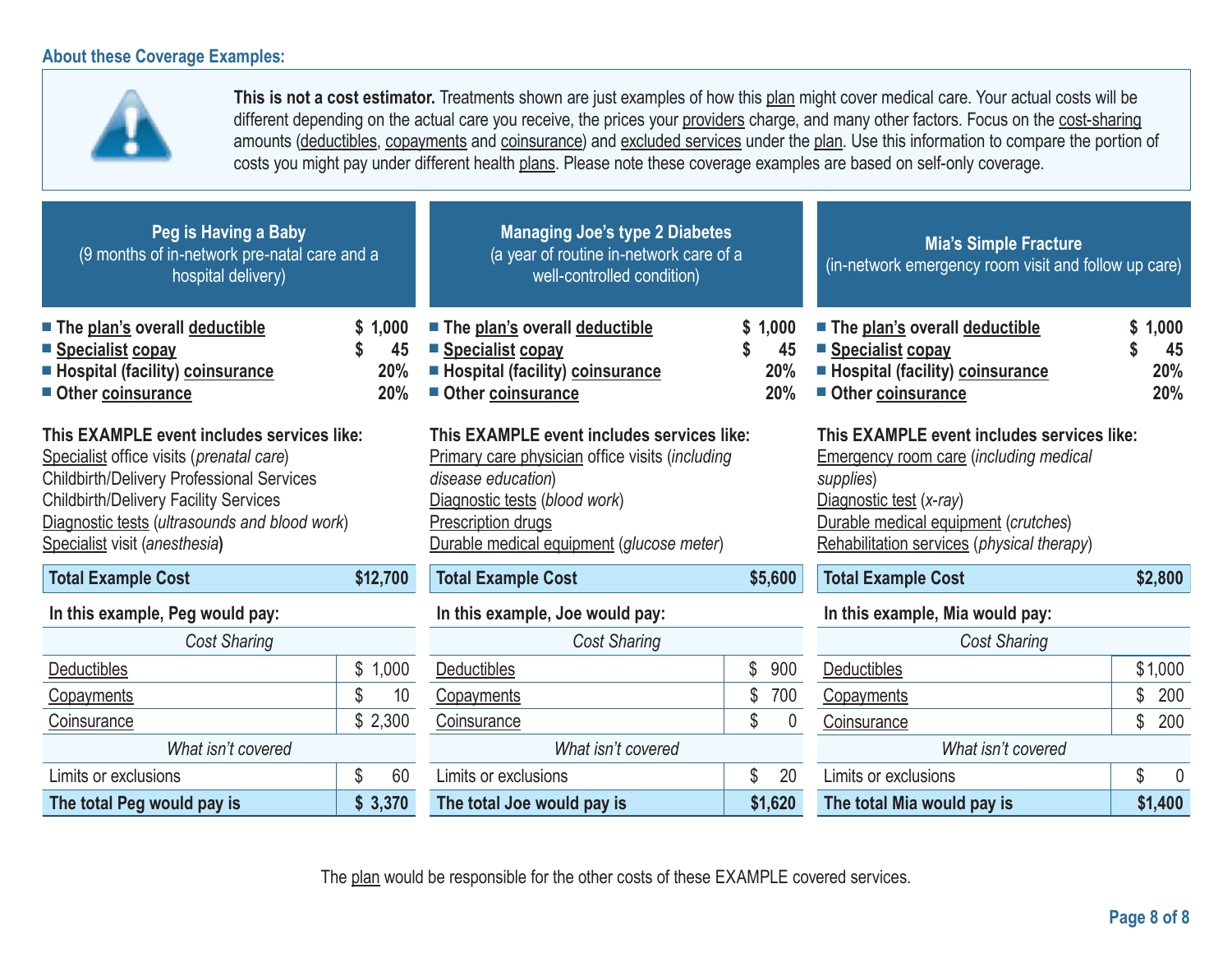### About these Coverage Examples:

**This is not a cost estimator.** Treatments shown are just examples of how this plan might cover medical care. Your actual costs will be different depending on the actual care you receive, the prices your providers charge, and many other factors. Focus on the cost-sharing amounts (deductibles, copayments and coinsurance) and excluded services under the plan. Use this information to compare the portion of costs you might pay under different health plans. Please note these coverage examples are based on self-only coverage.

## Peg is Having a Baby
(9 months of in-network pre-natal care and a hospital delivery)

- **The plan's overall deductible** — **$ 1,000**
- **Specialist copay** — **$ 45**
- **Hospital (facility) coinsurance** — **20%**
- **Other coinsurance** — **20%**

**This EXAMPLE event includes services like:**
Specialist office visits (*prenatal care*)
Childbirth/Delivery Professional Services
Childbirth/Delivery Facility Services
Diagnostic tests (*ultrasounds and blood work*)
Specialist visit (*anesthesia*)

| **Total Example Cost** | **$12,700** |
|---|---|

**In this example, Peg would pay:**

| *Cost Sharing* | |
|---|---|
| Deductibles | $ 1,000 |
| Copayments | $ 10 |
| Coinsurance | $ 2,300 |
| *What isn't covered* | |
| Limits or exclusions | $ 60 |
| **The total Peg would pay is** | **$ 3,370** |

## Managing Joe's type 2 Diabetes
(a year of routine in-network care of a well-controlled condition)

- **The plan's overall deductible** — **$ 1,000**
- **Specialist copay** — **$ 45**
- **Hospital (facility) coinsurance** — **20%**
- **Other coinsurance** — **20%**

**This EXAMPLE event includes services like:**
Primary care physician office visits (*including disease education*)
Diagnostic tests (*blood work*)
Prescription drugs
Durable medical equipment (*glucose meter*)

| **Total Example Cost** | **$5,600** |
|---|---|

**In this example, Joe would pay:**

| *Cost Sharing* | |
|---|---|
| Deductibles | $ 900 |
| Copayments | $ 700 |
| Coinsurance | $ 0 |
| *What isn't covered* | |
| Limits or exclusions | $ 20 |
| **The total Joe would pay is** | **$1,620** |

## Mia's Simple Fracture
(in-network emergency room visit and follow up care)

- **The plan's overall deductible** — **$ 1,000**
- **Specialist copay** — **$ 45**
- **Hospital (facility) coinsurance** — **20%**
- **Other coinsurance** — **20%**

**This EXAMPLE event includes services like:**
Emergency room care (*including medical supplies*)
Diagnostic test (*x-ray*)
Durable medical equipment (*crutches*)
Rehabilitation services (*physical therapy*)

| **Total Example Cost** | **$2,800** |
|---|---|

**In this example, Mia would pay:**

| *Cost Sharing* | |
|---|---|
| Deductibles | $1,000 |
| Copayments | $ 200 |
| Coinsurance | $ 200 |
| *What isn't covered* | |
| Limits or exclusions | $ 0 |
| **The total Mia would pay is** | **$1,400** |

The plan would be responsible for the other costs of these EXAMPLE covered services.